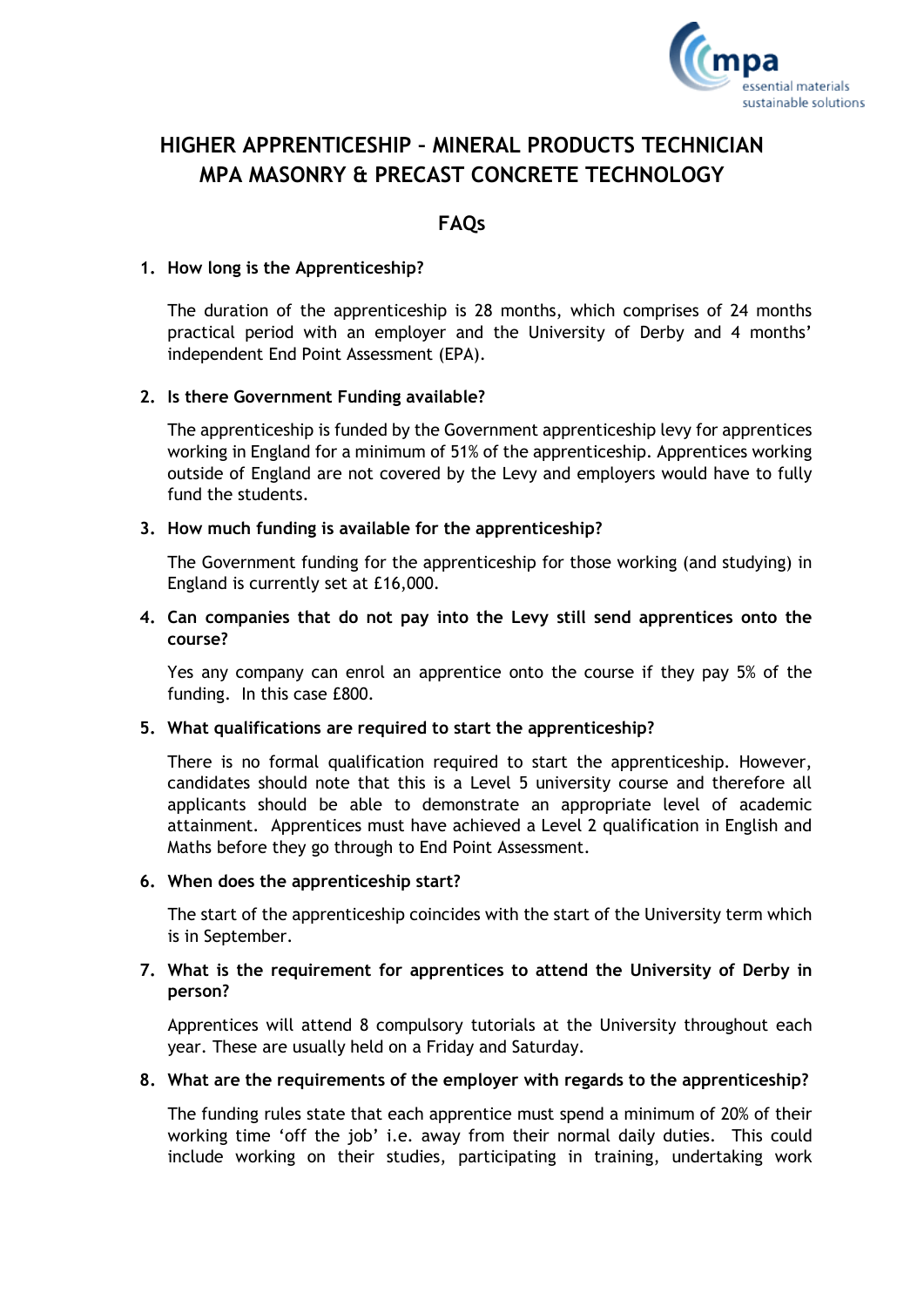# HIGHER APPRENTICESHIP – MINERAL PRODUCTS TECHNICIAN MPA MASONRY & PRECAST CONCRETE TECHNOLOGY

## FAQs

1. **How long is the Apprenticeship?**

   The duration of the apprenticeship is 28 months, which comprises of 24 months practical period with an employer and the University of Derby and 4 months' independent End Point Assessment (EPA).

2. **Is there Government Funding available?**

   The apprenticeship is funded by the Government apprenticeship levy for apprentices working in England for a minimum of 51% of the apprenticeship. Apprentices working outside of England are not covered by the Levy and employers would have to fully fund the students.

3. **How much funding is available for the apprenticeship?**

   The Government funding for the apprenticeship for those working (and studying) in England is currently set at £16,000.

4. **Can companies that do not pay into the Levy still send apprentices onto the course?**

   Yes any company can enrol an apprentice onto the course if they pay 5% of the funding. In this case £800.

5. **What qualifications are required to start the apprenticeship?**

   There is no formal qualification required to start the apprenticeship. However, candidates should note that this is a Level 5 university course and therefore all applicants should be able to demonstrate an appropriate level of academic attainment. Apprentices must have achieved a Level 2 qualification in English and Maths before they go through to End Point Assessment.

6. **When does the apprenticeship start?**

   The start of the apprenticeship coincides with the start of the University term which is in September.

7. **What is the requirement for apprentices to attend the University of Derby in person?**

   Apprentices will attend 8 compulsory tutorials at the University throughout each year. These are usually held on a Friday and Saturday.

8. **What are the requirements of the employer with regards to the apprenticeship?**

   The funding rules state that each apprentice must spend a minimum of 20% of their working time 'off the job' i.e. away from their normal daily duties. This could include working on their studies, participating in training, undertaking work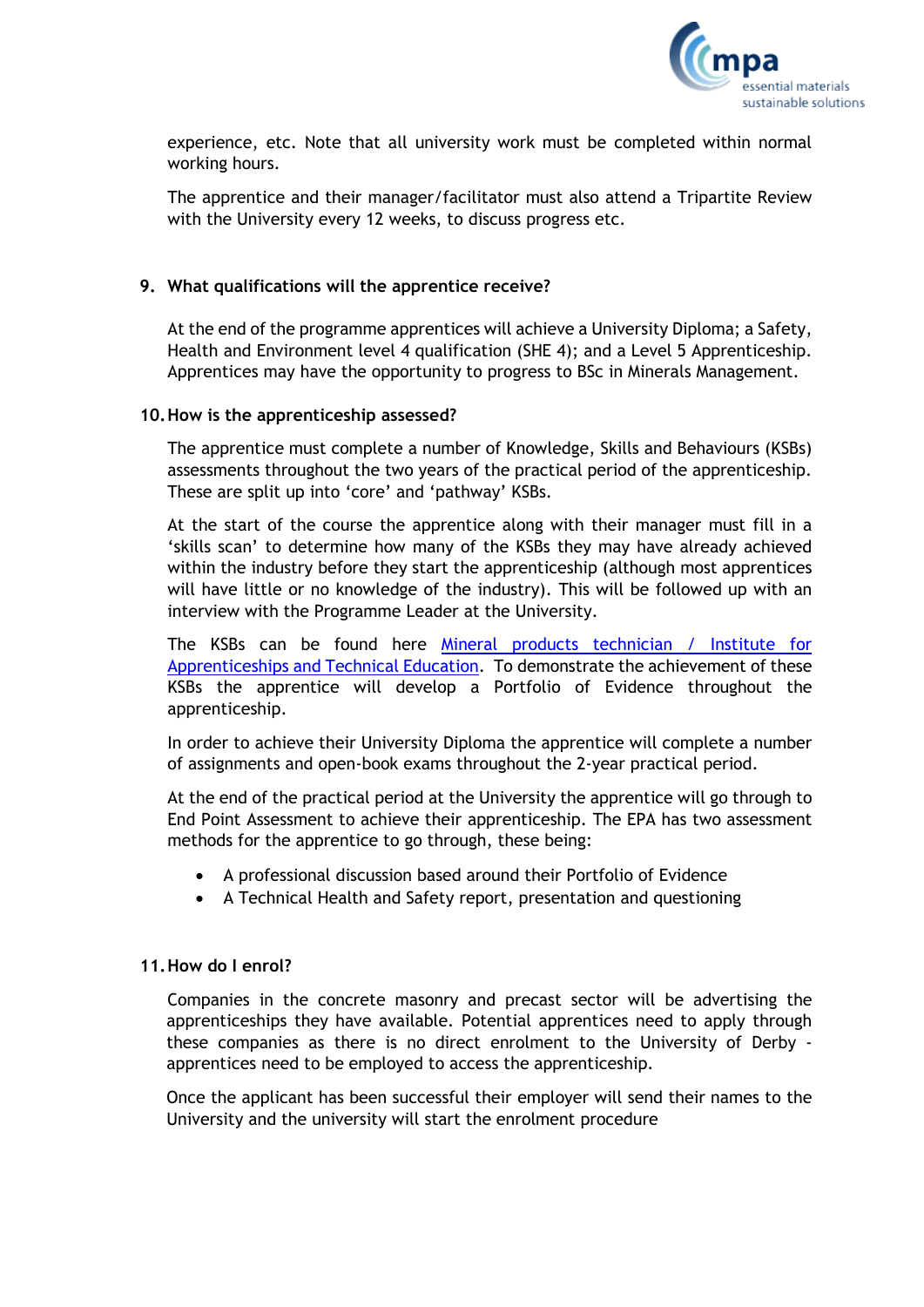experience, etc. Note that all university work must be completed within normal working hours.

The apprentice and their manager/facilitator must also attend a Tripartite Review with the University every 12 weeks, to discuss progress etc.

## 9. What qualifications will the apprentice receive?

At the end of the programme apprentices will achieve a University Diploma; a Safety, Health and Environment level 4 qualification (SHE 4); and a Level 5 Apprenticeship. Apprentices may have the opportunity to progress to BSc in Minerals Management.

## 10. How is the apprenticeship assessed?

The apprentice must complete a number of Knowledge, Skills and Behaviours (KSBs) assessments throughout the two years of the practical period of the apprenticeship. These are split up into 'core' and 'pathway' KSBs.

At the start of the course the apprentice along with their manager must fill in a 'skills scan' to determine how many of the KSBs they may have already achieved within the industry before they start the apprenticeship (although most apprentices will have little or no knowledge of the industry). This will be followed up with an interview with the Programme Leader at the University.

The KSBs can be found here [Mineral products technician / Institute for Apprenticeships and Technical Education](). To demonstrate the achievement of these KSBs the apprentice will develop a Portfolio of Evidence throughout the apprenticeship.

In order to achieve their University Diploma the apprentice will complete a number of assignments and open-book exams throughout the 2-year practical period.

At the end of the practical period at the University the apprentice will go through to End Point Assessment to achieve their apprenticeship. The EPA has two assessment methods for the apprentice to go through, these being:

- A professional discussion based around their Portfolio of Evidence
- A Technical Health and Safety report, presentation and questioning

## 11. How do I enrol?

Companies in the concrete masonry and precast sector will be advertising the apprenticeships they have available. Potential apprentices need to apply through these companies as there is no direct enrolment to the University of Derby - apprentices need to be employed to access the apprenticeship.

Once the applicant has been successful their employer will send their names to the University and the university will start the enrolment procedure